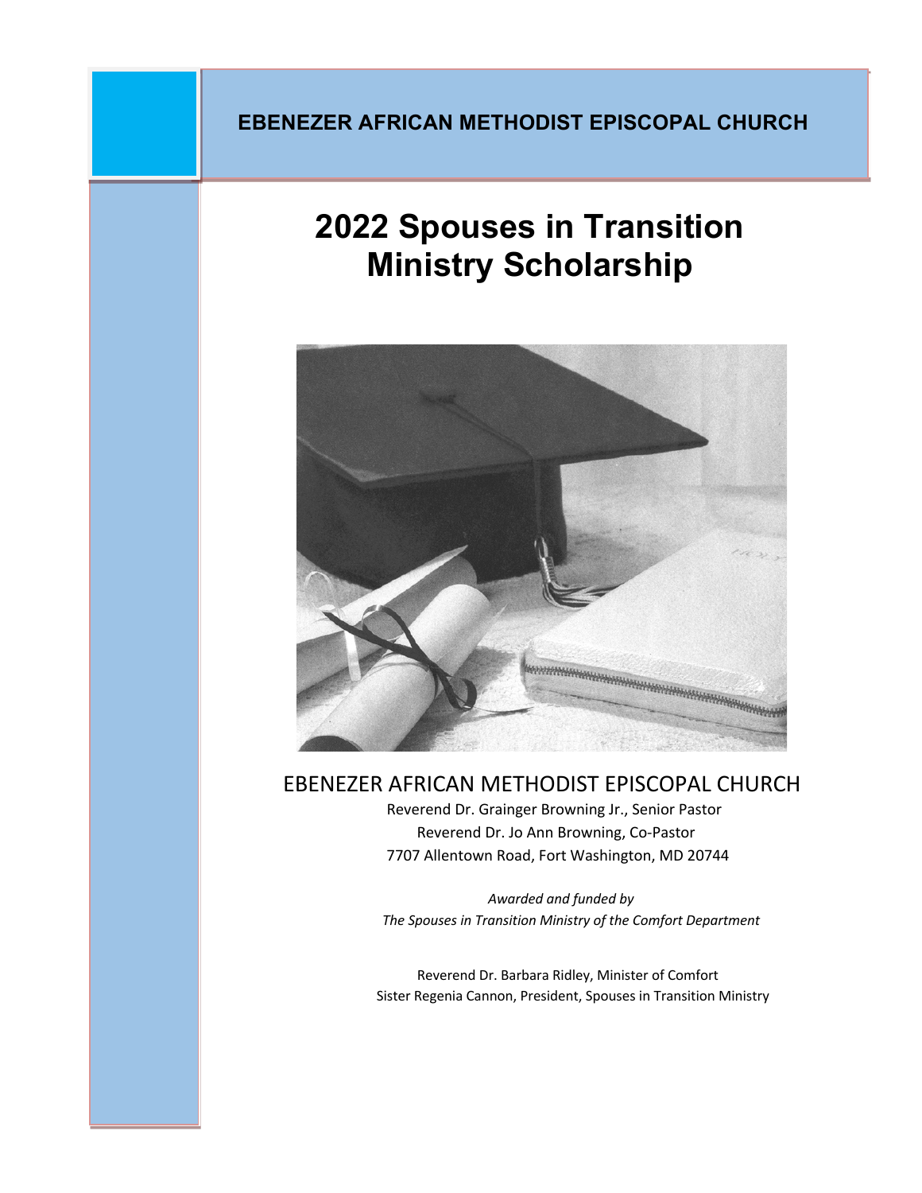**EBENEZER AFRICAN METHODIST EPISCOPAL CHURCH**

# 2022 Spouses in Transition Ministry Scholarship

EBENEZER AFRICAN METHODIST EPISCOPAL CHURCH

Reverend Dr. Grainger Browning Jr., Senior Pastor
Reverend Dr. Jo Ann Browning, Co-Pastor
7707 Allentown Road, Fort Washington, MD 20744

*Awarded and funded by*
*The Spouses in Transition Ministry of the Comfort Department*

Reverend Dr. Barbara Ridley, Minister of Comfort
Sister Regenia Cannon, President, Spouses in Transition Ministry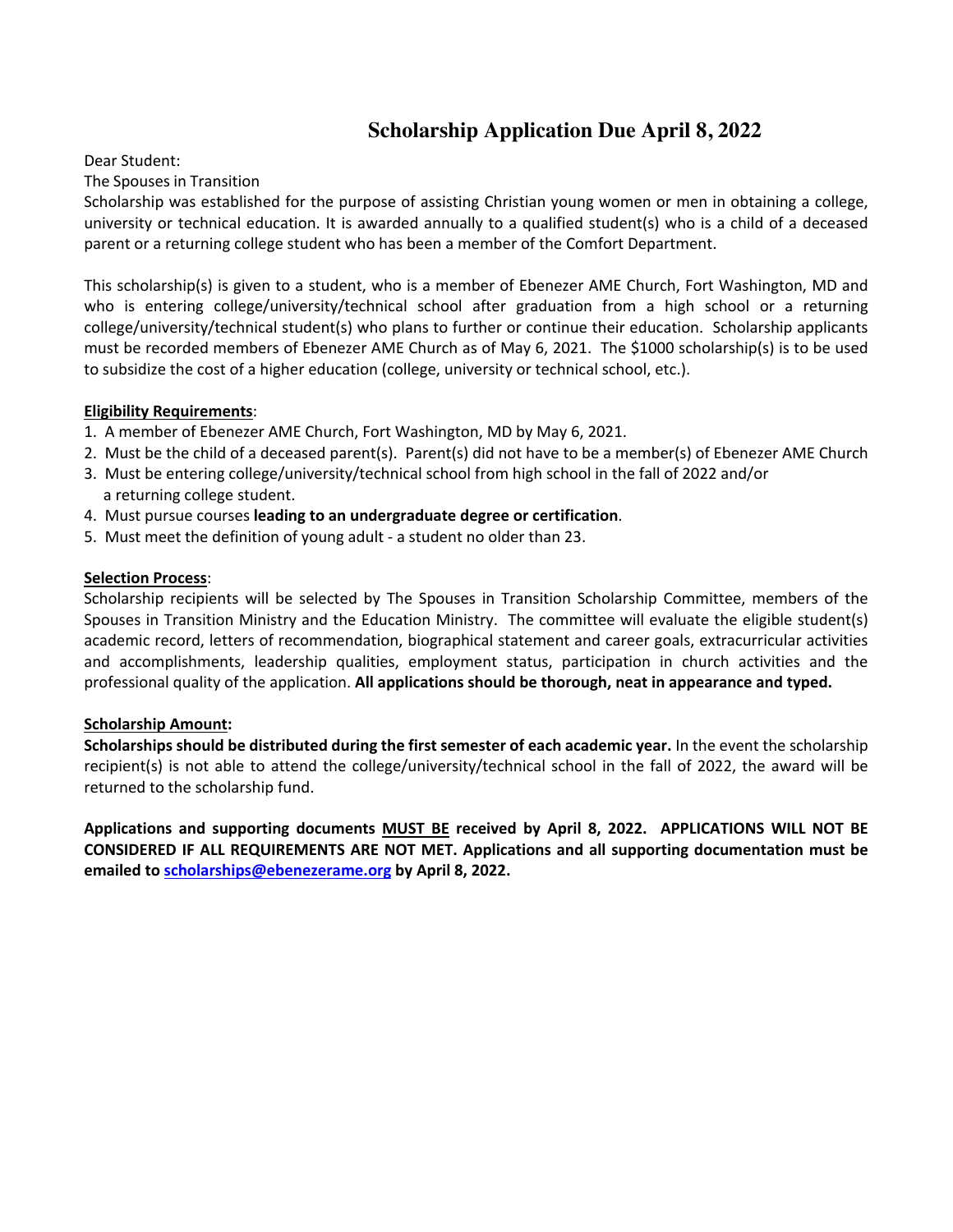# Scholarship Application Due April 8, 2022

Dear Student:

The Spouses in Transition

Scholarship was established for the purpose of assisting Christian young women or men in obtaining a college, university or technical education. It is awarded annually to a qualified student(s) who is a child of a deceased parent or a returning college student who has been a member of the Comfort Department.

This scholarship(s) is given to a student, who is a member of Ebenezer AME Church, Fort Washington, MD and who is entering college/university/technical school after graduation from a high school or a returning college/university/technical student(s) who plans to further or continue their education. Scholarship applicants must be recorded members of Ebenezer AME Church as of May 6, 2021. The $1000 scholarship(s) is to be used to subsidize the cost of a higher education (college, university or technical school, etc.).

**Eligibility Requirements**:

1. A member of Ebenezer AME Church, Fort Washington, MD by May 6, 2021.
2. Must be the child of a deceased parent(s). Parent(s) did not have to be a member(s) of Ebenezer AME Church
3. Must be entering college/university/technical school from high school in the fall of 2022 and/or a returning college student.
4. Must pursue courses **leading to an undergraduate degree or certification**.
5. Must meet the definition of young adult - a student no older than 23.

**Selection Process**:

Scholarship recipients will be selected by The Spouses in Transition Scholarship Committee, members of the Spouses in Transition Ministry and the Education Ministry. The committee will evaluate the eligible student(s) academic record, letters of recommendation, biographical statement and career goals, extracurricular activities and accomplishments, leadership qualities, employment status, participation in church activities and the professional quality of the application. **All applications should be thorough, neat in appearance and typed.**

**Scholarship Amount:**

**Scholarships should be distributed during the first semester of each academic year.** In the event the scholarship recipient(s) is not able to attend the college/university/technical school in the fall of 2022, the award will be returned to the scholarship fund.

**Applications and supporting documents MUST BE received by April 8, 2022. APPLICATIONS WILL NOT BE CONSIDERED IF ALL REQUIREMENTS ARE NOT MET. Applications and all supporting documentation must be emailed to scholarships@ebenezerame.org by April 8, 2022.**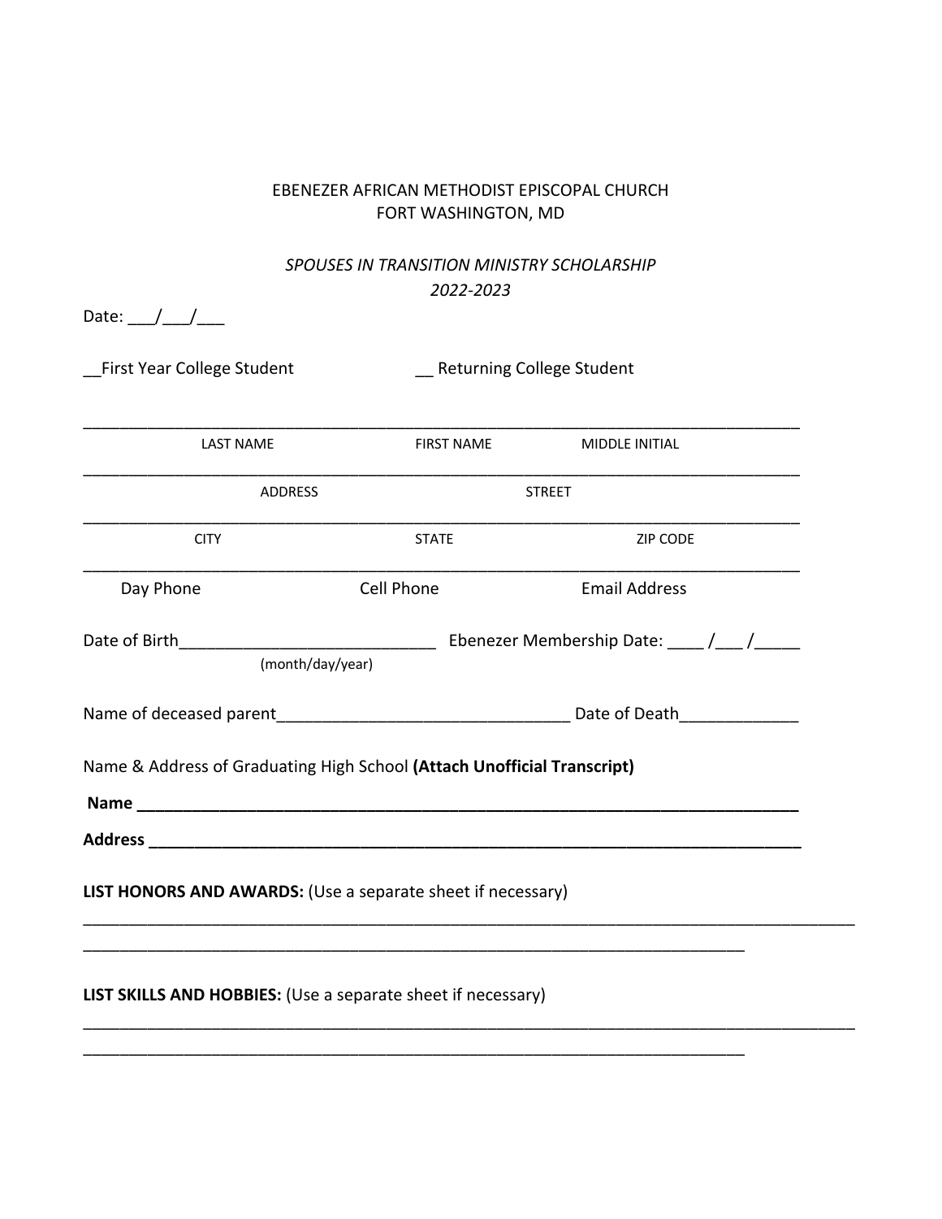EBENEZER AFRICAN METHODIST EPISCOPAL CHURCH
FORT WASHINGTON, MD

*SPOUSES IN TRANSITION MINISTRY SCHOLARSHIP*
*2022-2023*

Date: ___/___/___

__First Year College Student __ Returning College Student

_______________________________________________________________________________

LAST NAME FIRST NAME MIDDLE INITIAL

_______________________________________________________________________________

ADDRESS STREET

_______________________________________________________________________________

CITY STATE ZIP CODE

_______________________________________________________________________________

Day Phone Cell Phone Email Address

Date of Birth____________________________ Ebenezer Membership Date: ____ /___ /_____
(month/day/year)

Name of deceased parent________________________________ Date of Death_____________

Name & Address of Graduating High School **(Attach Unofficial Transcript)**

**Name ___________________________________________________________________________**

**Address _________________________________________________________________________**

**LIST HONORS AND AWARDS:** (Use a separate sheet if necessary)

_______________________________________________________________________________________

__________________________________________________________________________

**LIST SKILLS AND HOBBIES:** (Use a separate sheet if necessary)

_______________________________________________________________________________________

__________________________________________________________________________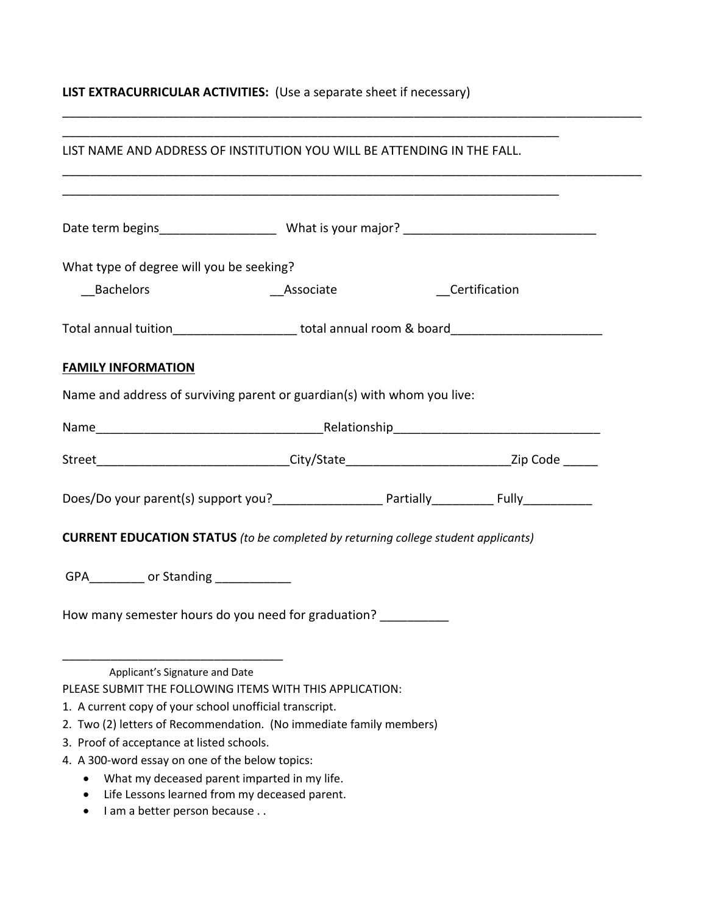**LIST EXTRACURRICULAR ACTIVITIES:** (Use a separate sheet if necessary)

______________________________________________________________________________________

__________________________________________________________________________

LIST NAME AND ADDRESS OF INSTITUTION YOU WILL BE ATTENDING IN THE FALL.

______________________________________________________________________________________

__________________________________________________________________________

Date term begins_________________ What is your major? ____________________________

What type of degree will you be seeking?

__Bachelors __Associate __Certification

Total annual tuition_________________ total annual room & board_____________________

**FAMILY INFORMATION**

Name and address of surviving parent or guardian(s) with whom you live:

Name_________________________________Relationship_____________________________

Street___________________________City/State_______________________Zip Code _____

Does/Do your parent(s) support you?_______________ Partially_________ Fully__________

**CURRENT EDUCATION STATUS** *(to be completed by returning college student applicants)*

GPA________ or Standing ___________

How many semester hours do you need for graduation? __________

________________________________

Applicant's Signature and Date

PLEASE SUBMIT THE FOLLOWING ITEMS WITH THIS APPLICATION:

1. A current copy of your school unofficial transcript.
2. Two (2) letters of Recommendation. (No immediate family members)
3. Proof of acceptance at listed schools.
4. A 300-word essay on one of the below topics:
   - What my deceased parent imparted in my life.
   - Life Lessons learned from my deceased parent.
   - I am a better person because . .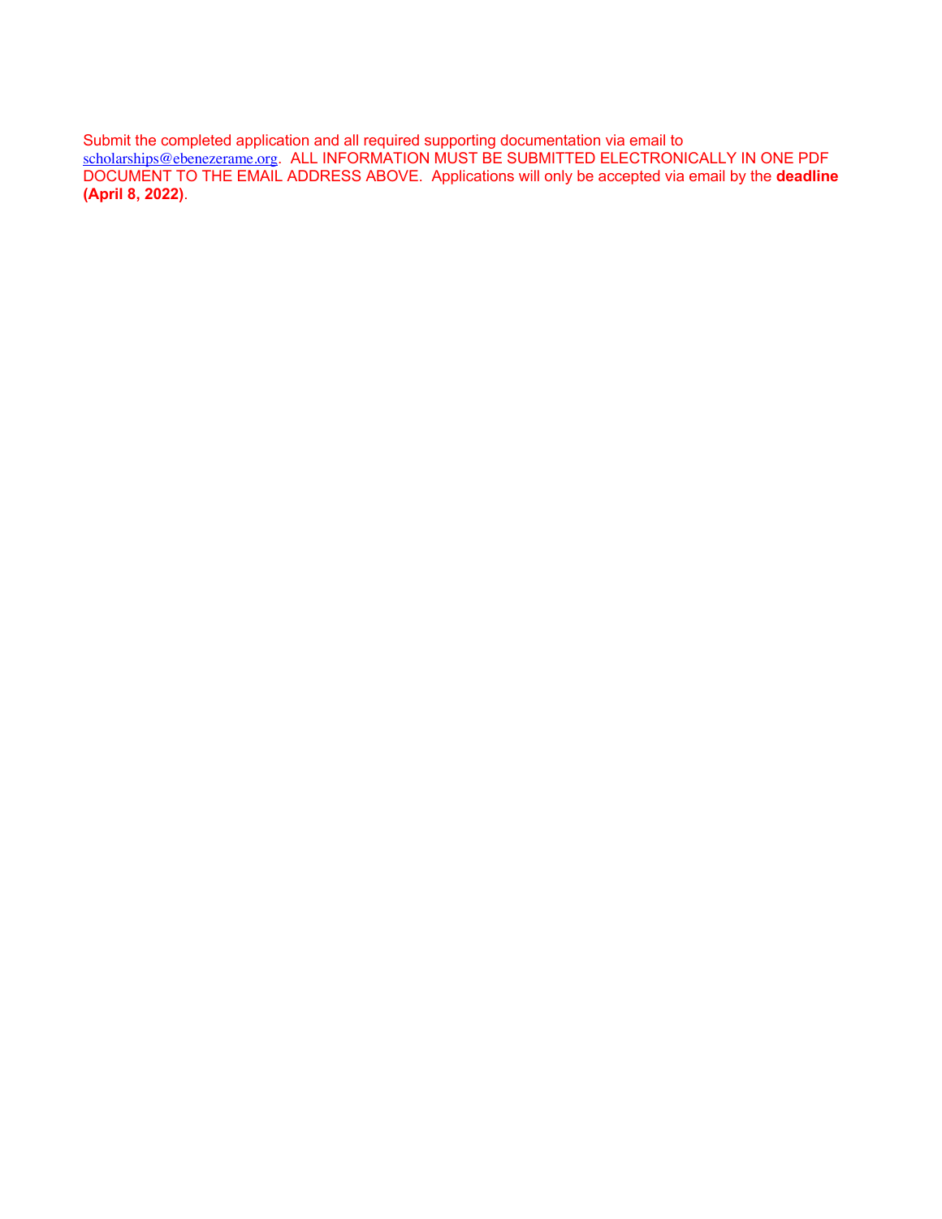Submit the completed application and all required supporting documentation via email to scholarships@ebenezerame.org. ALL INFORMATION MUST BE SUBMITTED ELECTRONICALLY IN ONE PDF DOCUMENT TO THE EMAIL ADDRESS ABOVE. Applications will only be accepted via email by the **deadline (April 8, 2022)**.